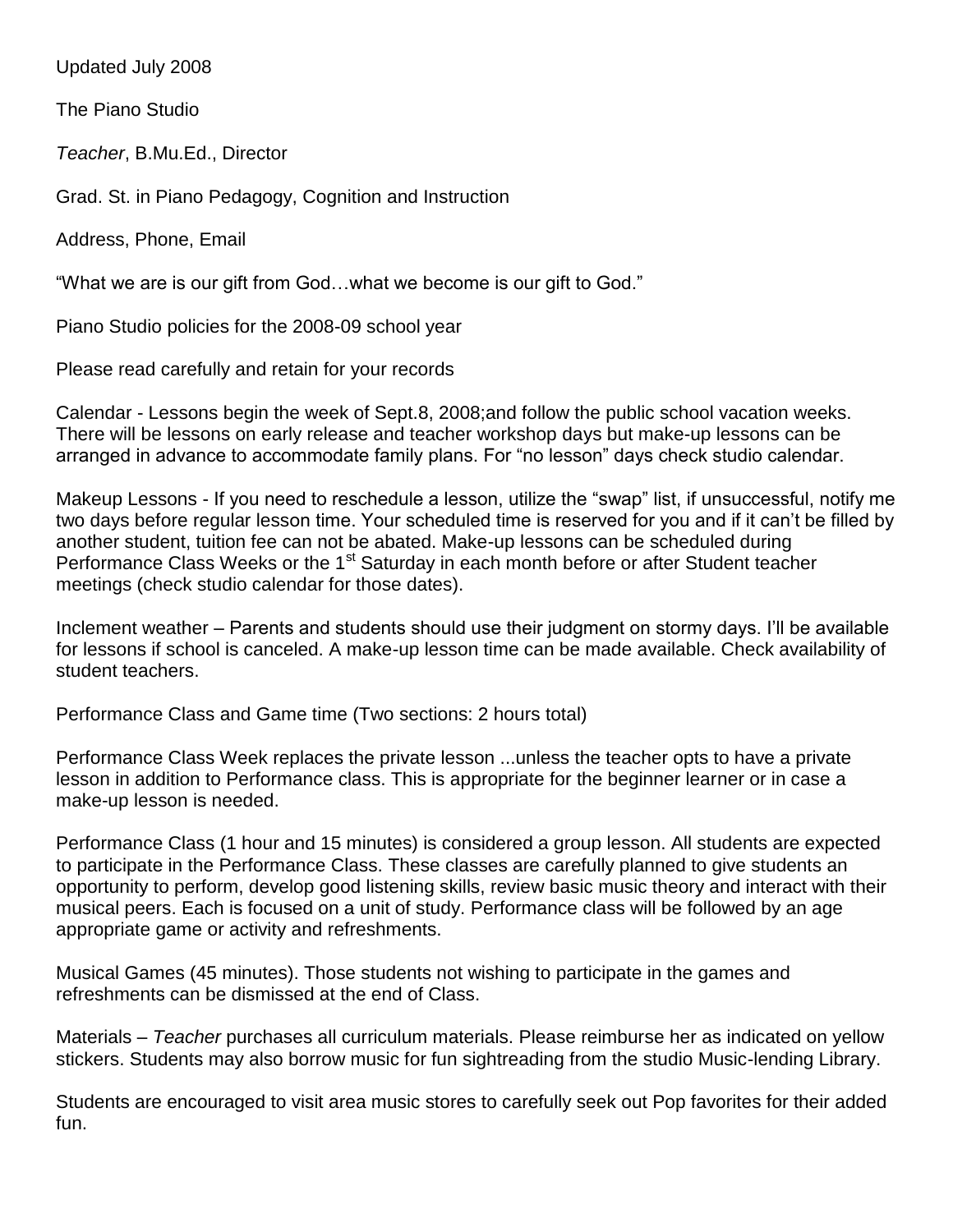Updated July 2008

The Piano Studio

*Teacher*, B.Mu.Ed., Director

Grad. St. in Piano Pedagogy, Cognition and Instruction

Address, Phone, Email

"What we are is our gift from God…what we become is our gift to God."

Piano Studio policies for the 2008-09 school year

Please read carefully and retain for your records

Calendar - Lessons begin the week of Sept.8, 2008;and follow the public school vacation weeks. There will be lessons on early release and teacher workshop days but make-up lessons can be arranged in advance to accommodate family plans. For "no lesson" days check studio calendar.

Makeup Lessons - If you need to reschedule a lesson, utilize the "swap" list, if unsuccessful, notify me two days before regular lesson time. Your scheduled time is reserved for you and if it can't be filled by another student, tuition fee can not be abated. Make-up lessons can be scheduled during Performance Class Weeks or the 1st Saturday in each month before or after Student teacher meetings (check studio calendar for those dates).

Inclement weather – Parents and students should use their judgment on stormy days. I'll be available for lessons if school is canceled. A make-up lesson time can be made available. Check availability of student teachers.

Performance Class and Game time (Two sections: 2 hours total)

Performance Class Week replaces the private lesson ...unless the teacher opts to have a private lesson in addition to Performance class. This is appropriate for the beginner learner or in case a make-up lesson is needed.

Performance Class (1 hour and 15 minutes) is considered a group lesson. All students are expected to participate in the Performance Class. These classes are carefully planned to give students an opportunity to perform, develop good listening skills, review basic music theory and interact with their musical peers. Each is focused on a unit of study. Performance class will be followed by an age appropriate game or activity and refreshments.

Musical Games (45 minutes). Those students not wishing to participate in the games and refreshments can be dismissed at the end of Class.

Materials – *Teacher* purchases all curriculum materials. Please reimburse her as indicated on yellow stickers. Students may also borrow music for fun sightreading from the studio Music-lending Library.

Students are encouraged to visit area music stores to carefully seek out Pop favorites for their added fun.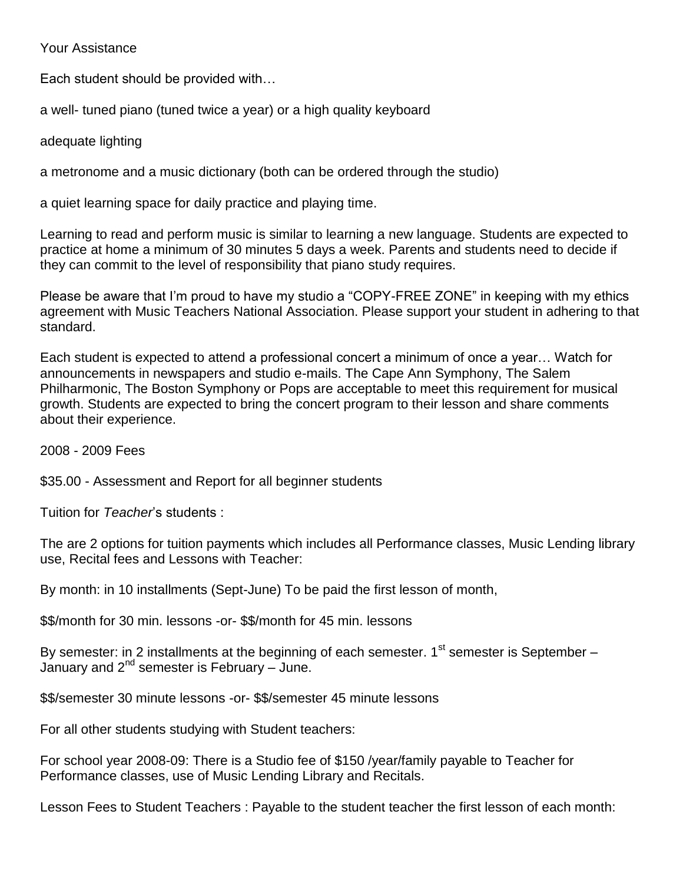Your Assistance

Each student should be provided with…

a well- tuned piano (tuned twice a year) or a high quality keyboard

adequate lighting

a metronome and a music dictionary (both can be ordered through the studio)

a quiet learning space for daily practice and playing time.

Learning to read and perform music is similar to learning a new language. Students are expected to practice at home a minimum of 30 minutes 5 days a week. Parents and students need to decide if they can commit to the level of responsibility that piano study requires.

Please be aware that I'm proud to have my studio a "COPY-FREE ZONE" in keeping with my ethics agreement with Music Teachers National Association. Please support your student in adhering to that standard.

Each student is expected to attend a professional concert a minimum of once a year… Watch for announcements in newspapers and studio e-mails. The Cape Ann Symphony, The Salem Philharmonic, The Boston Symphony or Pops are acceptable to meet this requirement for musical growth. Students are expected to bring the concert program to their lesson and share comments about their experience.

2008 - 2009 Fees

$35.00 - Assessment and Report for all beginner students

Tuition for *Teacher*'s students :

The are 2 options for tuition payments which includes all Performance classes, Music Lending library use, Recital fees and Lessons with Teacher:

By month: in 10 installments (Sept-June) To be paid the first lesson of month,

$$/month for 30 min. lessons -or- $$/month for 45 min. lessons

By semester: in 2 installments at the beginning of each semester. 1st semester is September – January and 2nd semester is February – June.

$$/semester 30 minute lessons -or- $$/semester 45 minute lessons

For all other students studying with Student teachers:

For school year 2008-09: There is a Studio fee of $150 /year/family payable to Teacher for Performance classes, use of Music Lending Library and Recitals.

Lesson Fees to Student Teachers : Payable to the student teacher the first lesson of each month: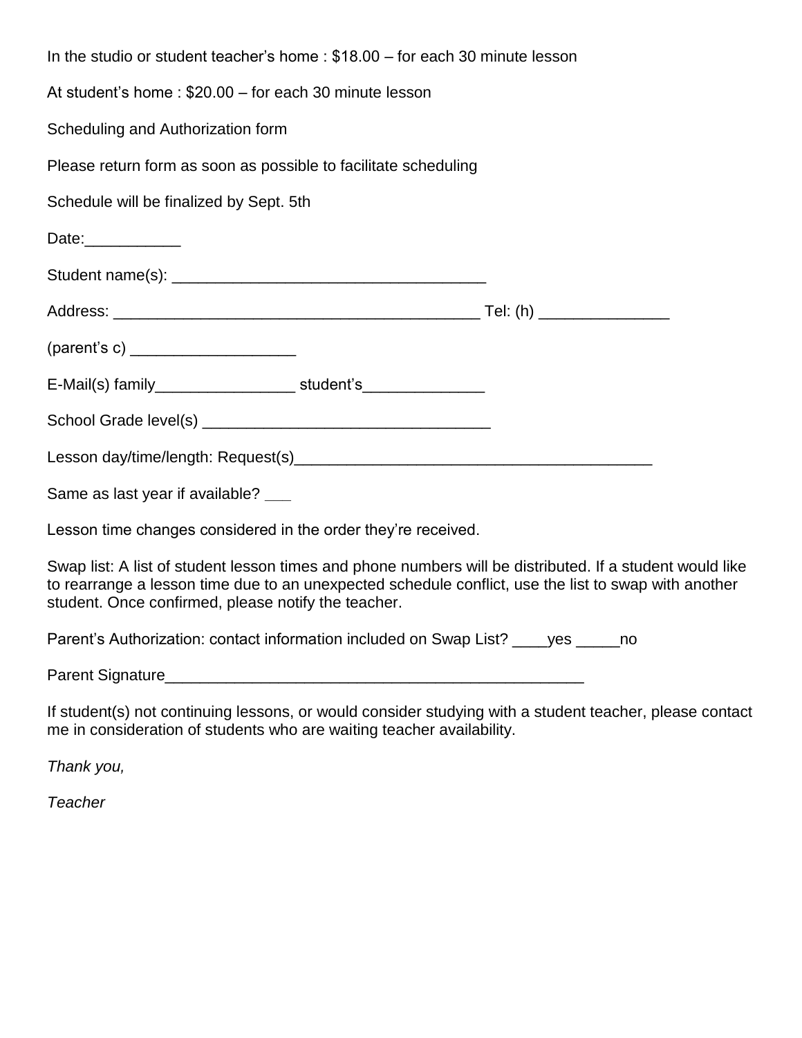In the studio or student teacher's home : $18.00 – for each 30 minute lesson

At student's home : $20.00 – for each 30 minute lesson

Scheduling and Authorization form

Please return form as soon as possible to facilitate scheduling

Schedule will be finalized by Sept. 5th

Date:___________

Student name(s): ____________________________________

Address: __________________________________________ Tel: (h) _______________

(parent's c) ___________________

E-Mail(s) family________________ student's______________

School Grade level(s) _________________________________

Lesson day/time/length: Request(s)_________________________________________

Same as last year if available? ___

Lesson time changes considered in the order they're received.

Swap list: A list of student lesson times and phone numbers will be distributed. If a student would like to rearrange a lesson time due to an unexpected schedule conflict, use the list to swap with another student. Once confirmed, please notify the teacher.

Parent's Authorization: contact information included on Swap List? ____yes _____no

Parent Signature_________________________________________________

If student(s) not continuing lessons, or would consider studying with a student teacher, please contact me in consideration of students who are waiting teacher availability.

*Thank you,*

*Teacher*